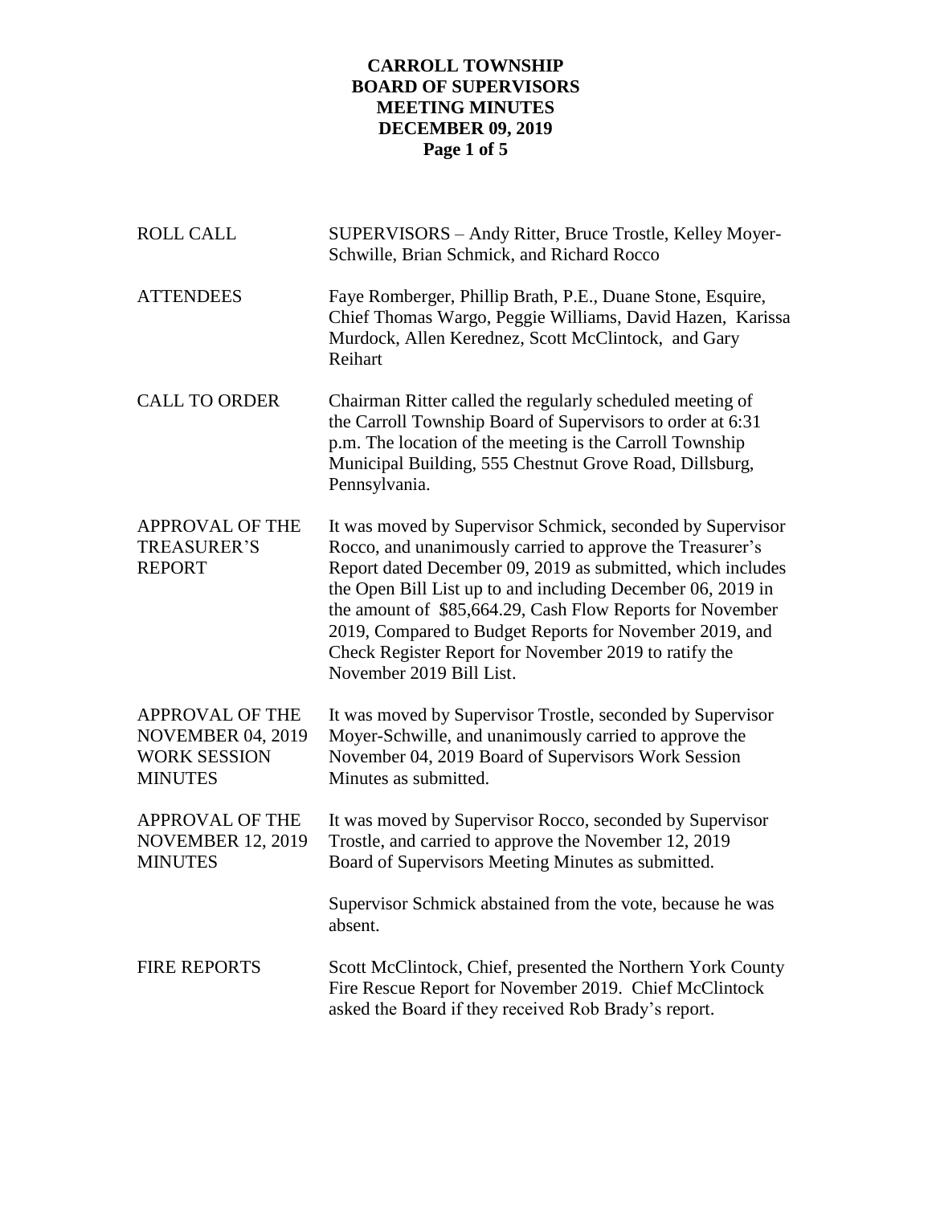# CARROLL TOWNSHIP
# BOARD OF SUPERVISORS
# MEETING MINUTES
# DECEMBER 09, 2019

| | |
|---|---|
| ROLL CALL | SUPERVISORS – Andy Ritter, Bruce Trostle, Kelley Moyer-Schwille, Brian Schmick, and Richard Rocco |
| ATTENDEES | Faye Romberger, Phillip Brath, P.E., Duane Stone, Esquire, Chief Thomas Wargo, Peggie Williams, David Hazen, Karissa Murdock, Allen Kerednez, Scott McClintock, and Gary Reihart |
| CALL TO ORDER | Chairman Ritter called the regularly scheduled meeting of the Carroll Township Board of Supervisors to order at 6:31 p.m. The location of the meeting is the Carroll Township Municipal Building, 555 Chestnut Grove Road, Dillsburg, Pennsylvania. |
| APPROVAL OF THE TREASURER'S REPORT | It was moved by Supervisor Schmick, seconded by Supervisor Rocco, and unanimously carried to approve the Treasurer's Report dated December 09, 2019 as submitted, which includes the Open Bill List up to and including December 06, 2019 in the amount of $85,664.29, Cash Flow Reports for November 2019, Compared to Budget Reports for November 2019, and Check Register Report for November 2019 to ratify the November 2019 Bill List. |
| APPROVAL OF THE NOVEMBER 04, 2019 WORK SESSION MINUTES | It was moved by Supervisor Trostle, seconded by Supervisor Moyer-Schwille, and unanimously carried to approve the November 04, 2019 Board of Supervisors Work Session Minutes as submitted. |
| APPROVAL OF THE NOVEMBER 12, 2019 MINUTES | It was moved by Supervisor Rocco, seconded by Supervisor Trostle, and carried to approve the November 12, 2019 Board of Supervisors Meeting Minutes as submitted.<br><br>Supervisor Schmick abstained from the vote, because he was absent. |
| FIRE REPORTS | Scott McClintock, Chief, presented the Northern York County Fire Rescue Report for November 2019. Chief McClintock asked the Board if they received Rob Brady's report. |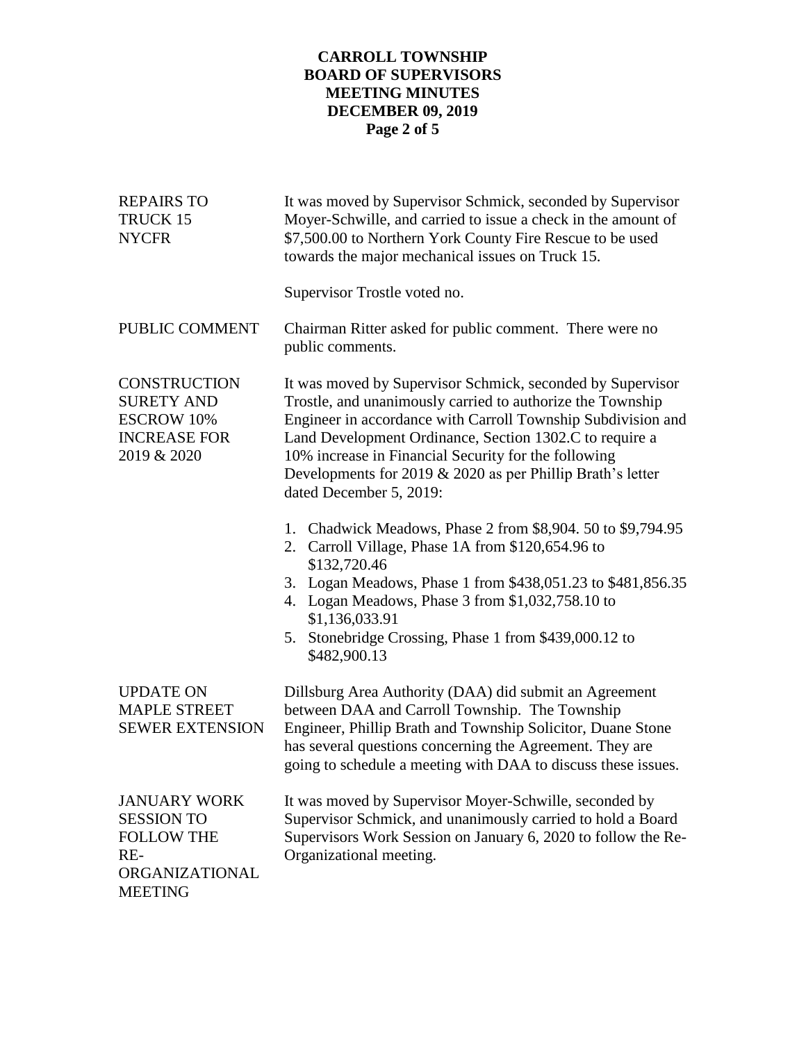| | |
|---|---|
| REPAIRS TO TRUCK 15 NYCFR | It was moved by Supervisor Schmick, seconded by Supervisor Moyer-Schwille, and carried to issue a check in the amount of $7,500.00 to Northern York County Fire Rescue to be used towards the major mechanical issues on Truck 15.<br><br>Supervisor Trostle voted no. |
| PUBLIC COMMENT | Chairman Ritter asked for public comment. There were no public comments. |
| CONSTRUCTION SURETY AND ESCROW 10% INCREASE FOR 2019 & 2020 | It was moved by Supervisor Schmick, seconded by Supervisor Trostle, and unanimously carried to authorize the Township Engineer in accordance with Carroll Township Subdivision and Land Development Ordinance, Section 1302.C to require a 10% increase in Financial Security for the following Developments for 2019 & 2020 as per Phillip Brath's letter dated December 5, 2019:<br><br>1. Chadwick Meadows, Phase 2 from $8,904. 50 to $9,794.95<br>2. Carroll Village, Phase 1A from $120,654.96 to $132,720.46<br>3. Logan Meadows, Phase 1 from $438,051.23 to $481,856.35<br>4. Logan Meadows, Phase 3 from $1,032,758.10 to $1,136,033.91<br>5. Stonebridge Crossing, Phase 1 from $439,000.12 to $482,900.13 |
| UPDATE ON MAPLE STREET SEWER EXTENSION | Dillsburg Area Authority (DAA) did submit an Agreement between DAA and Carroll Township. The Township Engineer, Phillip Brath and Township Solicitor, Duane Stone has several questions concerning the Agreement. They are going to schedule a meeting with DAA to discuss these issues. |
| JANUARY WORK SESSION TO FOLLOW THE RE-ORGANIZATIONAL MEETING | It was moved by Supervisor Moyer-Schwille, seconded by Supervisor Schmick, and unanimously carried to hold a Board Supervisors Work Session on January 6, 2020 to follow the Re-Organizational meeting. |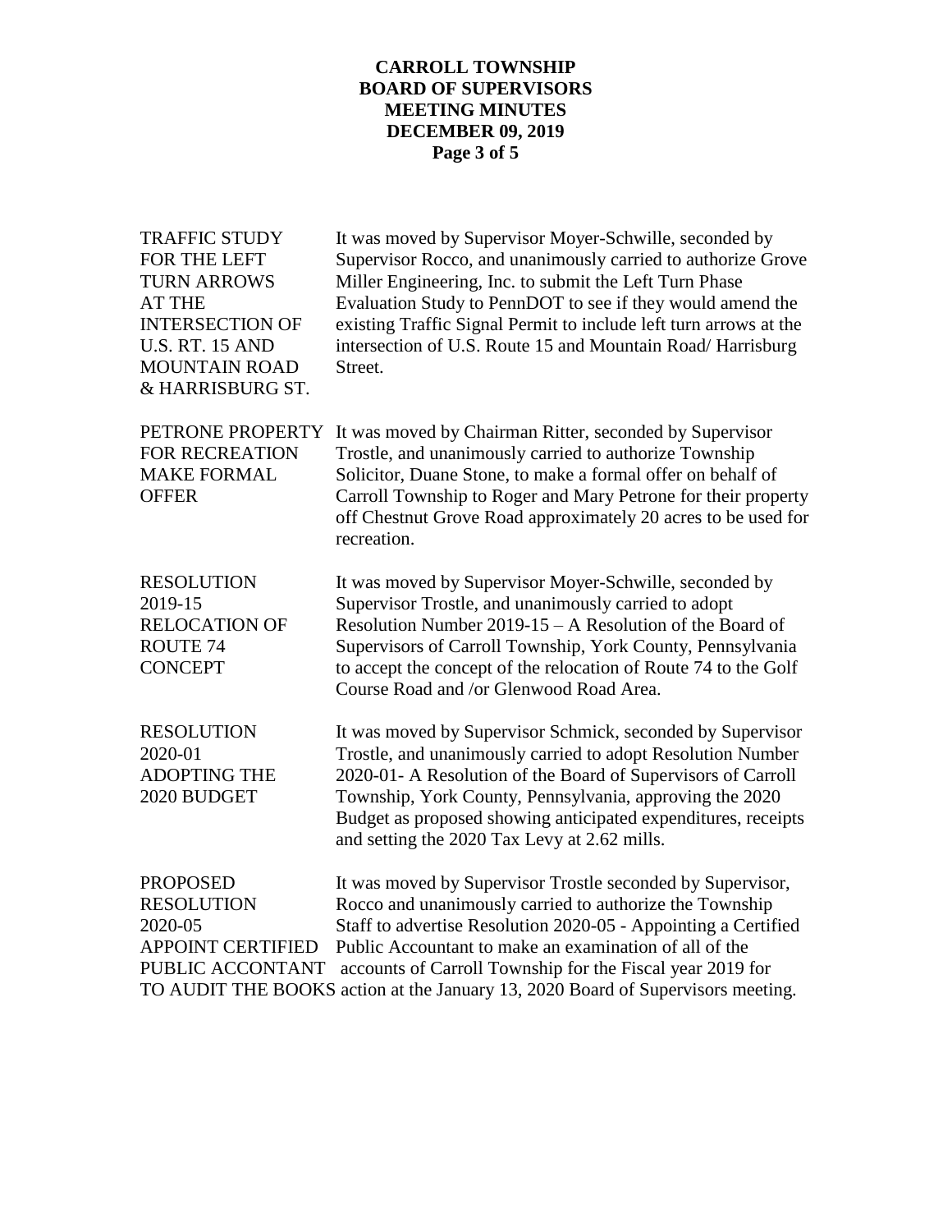**CARROLL TOWNSHIP**
**BOARD OF SUPERVISORS**
**MEETING MINUTES**
**DECEMBER 09, 2019**

| | |
|---|---|
| TRAFFIC STUDY FOR THE LEFT TURN ARROWS AT THE INTERSECTION OF U.S. RT. 15 AND MOUNTAIN ROAD & HARRISBURG ST. | It was moved by Supervisor Moyer-Schwille, seconded by Supervisor Rocco, and unanimously carried to authorize Grove Miller Engineering, Inc. to submit the Left Turn Phase Evaluation Study to PennDOT to see if they would amend the existing Traffic Signal Permit to include left turn arrows at the intersection of U.S. Route 15 and Mountain Road/ Harrisburg Street. |
| PETRONE PROPERTY FOR RECREATION MAKE FORMAL OFFER | It was moved by Chairman Ritter, seconded by Supervisor Trostle, and unanimously carried to authorize Township Solicitor, Duane Stone, to make a formal offer on behalf of Carroll Township to Roger and Mary Petrone for their property off Chestnut Grove Road approximately 20 acres to be used for recreation. |
| RESOLUTION 2019-15 RELOCATION OF ROUTE 74 CONCEPT | It was moved by Supervisor Moyer-Schwille, seconded by Supervisor Trostle, and unanimously carried to adopt Resolution Number 2019-15 – A Resolution of the Board of Supervisors of Carroll Township, York County, Pennsylvania to accept the concept of the relocation of Route 74 to the Golf Course Road and /or Glenwood Road Area. |
| RESOLUTION 2020-01 ADOPTING THE 2020 BUDGET | It was moved by Supervisor Schmick, seconded by Supervisor Trostle, and unanimously carried to adopt Resolution Number 2020-01- A Resolution of the Board of Supervisors of Carroll Township, York County, Pennsylvania, approving the 2020 Budget as proposed showing anticipated expenditures, receipts and setting the 2020 Tax Levy at 2.62 mills. |
| PROPOSED RESOLUTION 2020-05 APPOINT CERTIFIED PUBLIC ACCONTANT TO AUDIT THE BOOKS | It was moved by Supervisor Trostle seconded by Supervisor, Rocco and unanimously carried to authorize the Township Staff to advertise Resolution 2020-05 - Appointing a Certified Public Accountant to make an examination of all of the accounts of Carroll Township for the Fiscal year 2019 for action at the January 13, 2020 Board of Supervisors meeting. |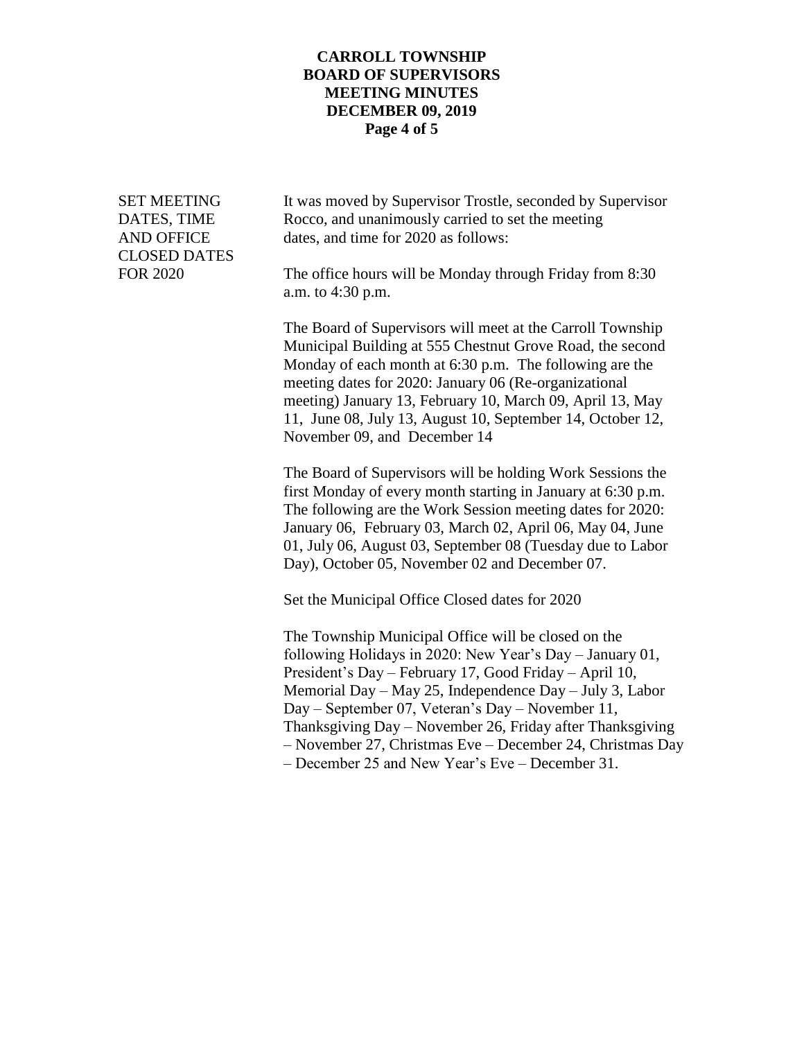**SET MEETING DATES, TIME AND OFFICE CLOSED DATES FOR 2020**

It was moved by Supervisor Trostle, seconded by Supervisor Rocco, and unanimously carried to set the meeting dates, and time for 2020 as follows:

The office hours will be Monday through Friday from 8:30 a.m. to 4:30 p.m.

The Board of Supervisors will meet at the Carroll Township Municipal Building at 555 Chestnut Grove Road, the second Monday of each month at 6:30 p.m. The following are the meeting dates for 2020: January 06 (Re-organizational meeting) January 13, February 10, March 09, April 13, May 11, June 08, July 13, August 10, September 14, October 12, November 09, and December 14

The Board of Supervisors will be holding Work Sessions the first Monday of every month starting in January at 6:30 p.m. The following are the Work Session meeting dates for 2020: January 06, February 03, March 02, April 06, May 04, June 01, July 06, August 03, September 08 (Tuesday due to Labor Day), October 05, November 02 and December 07.

Set the Municipal Office Closed dates for 2020

The Township Municipal Office will be closed on the following Holidays in 2020: New Year's Day – January 01, President's Day – February 17, Good Friday – April 10, Memorial Day – May 25, Independence Day – July 3, Labor Day – September 07, Veteran's Day – November 11, Thanksgiving Day – November 26, Friday after Thanksgiving – November 27, Christmas Eve – December 24, Christmas Day – December 25 and New Year's Eve – December 31.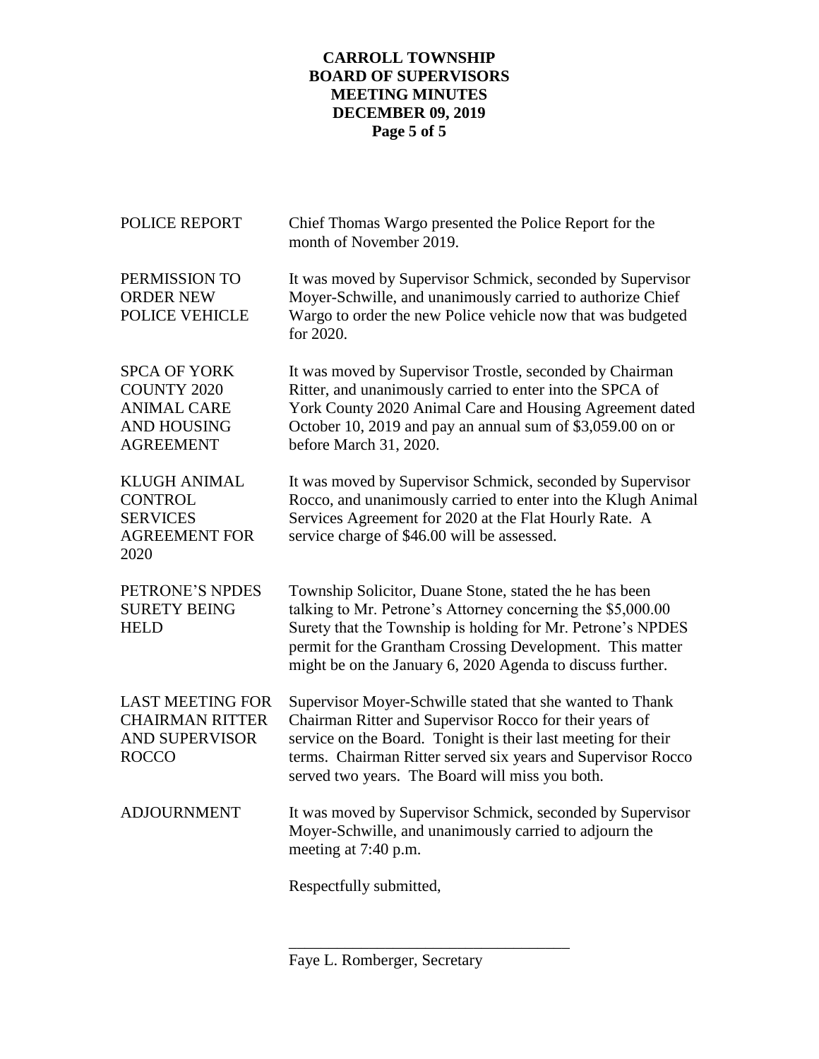**CARROLL TOWNSHIP**
**BOARD OF SUPERVISORS**
**MEETING MINUTES**
**DECEMBER 09, 2019**

| | |
|---|---|
| POLICE REPORT | Chief Thomas Wargo presented the Police Report for the month of November 2019. |
| PERMISSION TO ORDER NEW POLICE VEHICLE | It was moved by Supervisor Schmick, seconded by Supervisor Moyer-Schwille, and unanimously carried to authorize Chief Wargo to order the new Police vehicle now that was budgeted for 2020. |
| SPCA OF YORK COUNTY 2020 ANIMAL CARE AND HOUSING AGREEMENT | It was moved by Supervisor Trostle, seconded by Chairman Ritter, and unanimously carried to enter into the SPCA of York County 2020 Animal Care and Housing Agreement dated October 10, 2019 and pay an annual sum of $3,059.00 on or before March 31, 2020. |
| KLUGH ANIMAL CONTROL SERVICES AGREEMENT FOR 2020 | It was moved by Supervisor Schmick, seconded by Supervisor Rocco, and unanimously carried to enter into the Klugh Animal Services Agreement for 2020 at the Flat Hourly Rate. A service charge of $46.00 will be assessed. |
| PETRONE'S NPDES SURETY BEING HELD | Township Solicitor, Duane Stone, stated the he has been talking to Mr. Petrone's Attorney concerning the $5,000.00 Surety that the Township is holding for Mr. Petrone's NPDES permit for the Grantham Crossing Development. This matter might be on the January 6, 2020 Agenda to discuss further. |
| LAST MEETING FOR CHAIRMAN RITTER AND SUPERVISOR ROCCO | Supervisor Moyer-Schwille stated that she wanted to Thank Chairman Ritter and Supervisor Rocco for their years of service on the Board. Tonight is their last meeting for their terms. Chairman Ritter served six years and Supervisor Rocco served two years. The Board will miss you both. |
| ADJOURNMENT | It was moved by Supervisor Schmick, seconded by Supervisor Moyer-Schwille, and unanimously carried to adjourn the meeting at 7:40 p.m. |

Respectfully submitted,

\_\_\_\_\_\_\_\_\_\_\_\_\_\_\_\_\_\_\_\_\_\_\_\_\_\_\_\_\_\_\_\_\_\_\_

Faye L. Romberger, Secretary